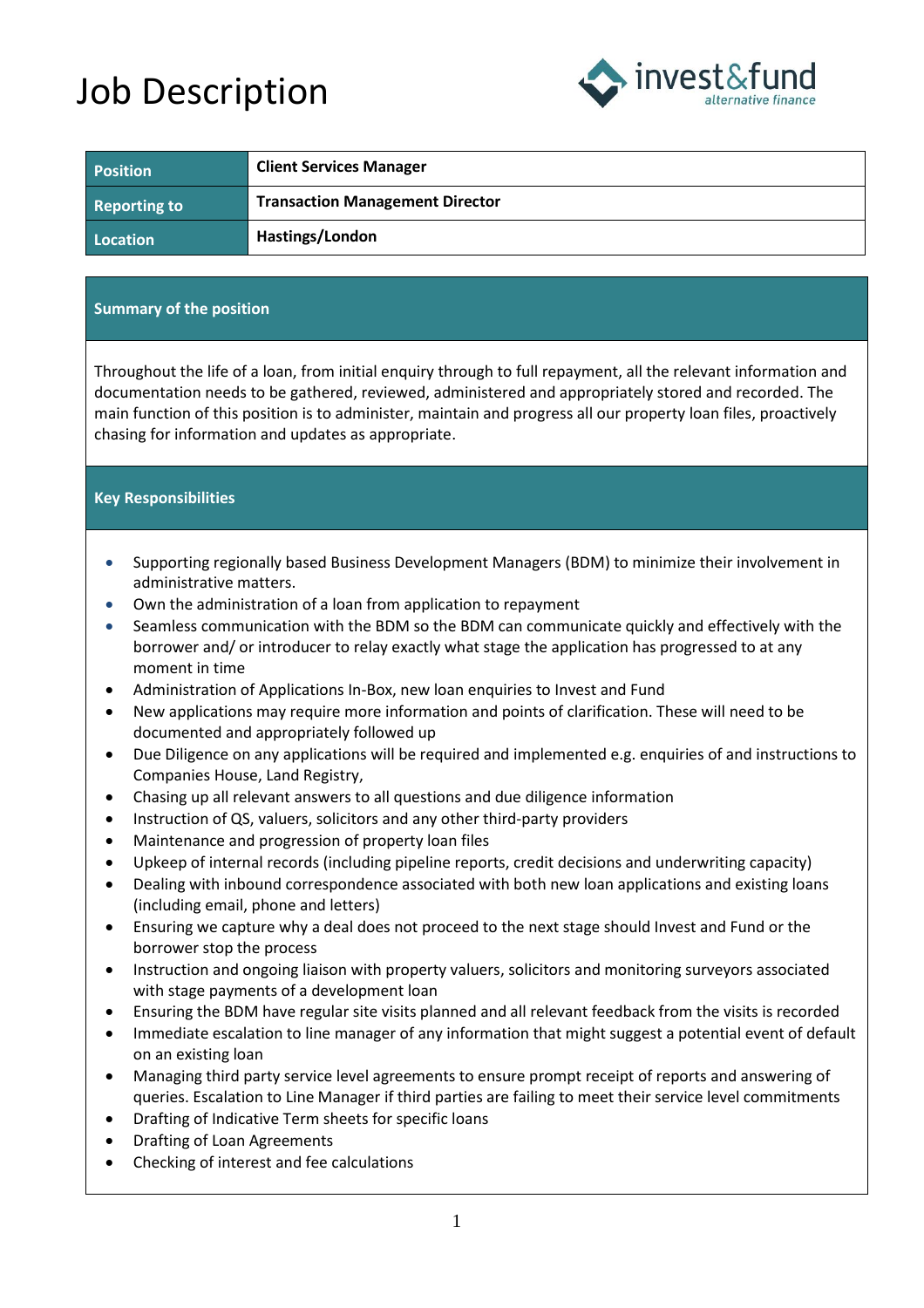# Job Description

| Position | Client Services Manager |
| --- | --- |
| Reporting to | Transaction Management Director |
| Location | Hastings/London |

## Summary of the position

Throughout the life of a loan, from initial enquiry through to full repayment, all the relevant information and documentation needs to be gathered, reviewed, administered and appropriately stored and recorded. The main function of this position is to administer, maintain and progress all our property loan files, proactively chasing for information and updates as appropriate.

## Key Responsibilities

- Supporting regionally based Business Development Managers (BDM) to minimize their involvement in administrative matters.
- Own the administration of a loan from application to repayment
- Seamless communication with the BDM so the BDM can communicate quickly and effectively with the borrower and/ or introducer to relay exactly what stage the application has progressed to at any moment in time
- Administration of Applications In-Box, new loan enquiries to Invest and Fund
- New applications may require more information and points of clarification. These will need to be documented and appropriately followed up
- Due Diligence on any applications will be required and implemented e.g. enquiries of and instructions to Companies House, Land Registry,
- Chasing up all relevant answers to all questions and due diligence information
- Instruction of QS, valuers, solicitors and any other third-party providers
- Maintenance and progression of property loan files
- Upkeep of internal records (including pipeline reports, credit decisions and underwriting capacity)
- Dealing with inbound correspondence associated with both new loan applications and existing loans (including email, phone and letters)
- Ensuring we capture why a deal does not proceed to the next stage should Invest and Fund or the borrower stop the process
- Instruction and ongoing liaison with property valuers, solicitors and monitoring surveyors associated with stage payments of a development loan
- Ensuring the BDM have regular site visits planned and all relevant feedback from the visits is recorded
- Immediate escalation to line manager of any information that might suggest a potential event of default on an existing loan
- Managing third party service level agreements to ensure prompt receipt of reports and answering of queries. Escalation to Line Manager if third parties are failing to meet their service level commitments
- Drafting of Indicative Term sheets for specific loans
- Drafting of Loan Agreements
- Checking of interest and fee calculations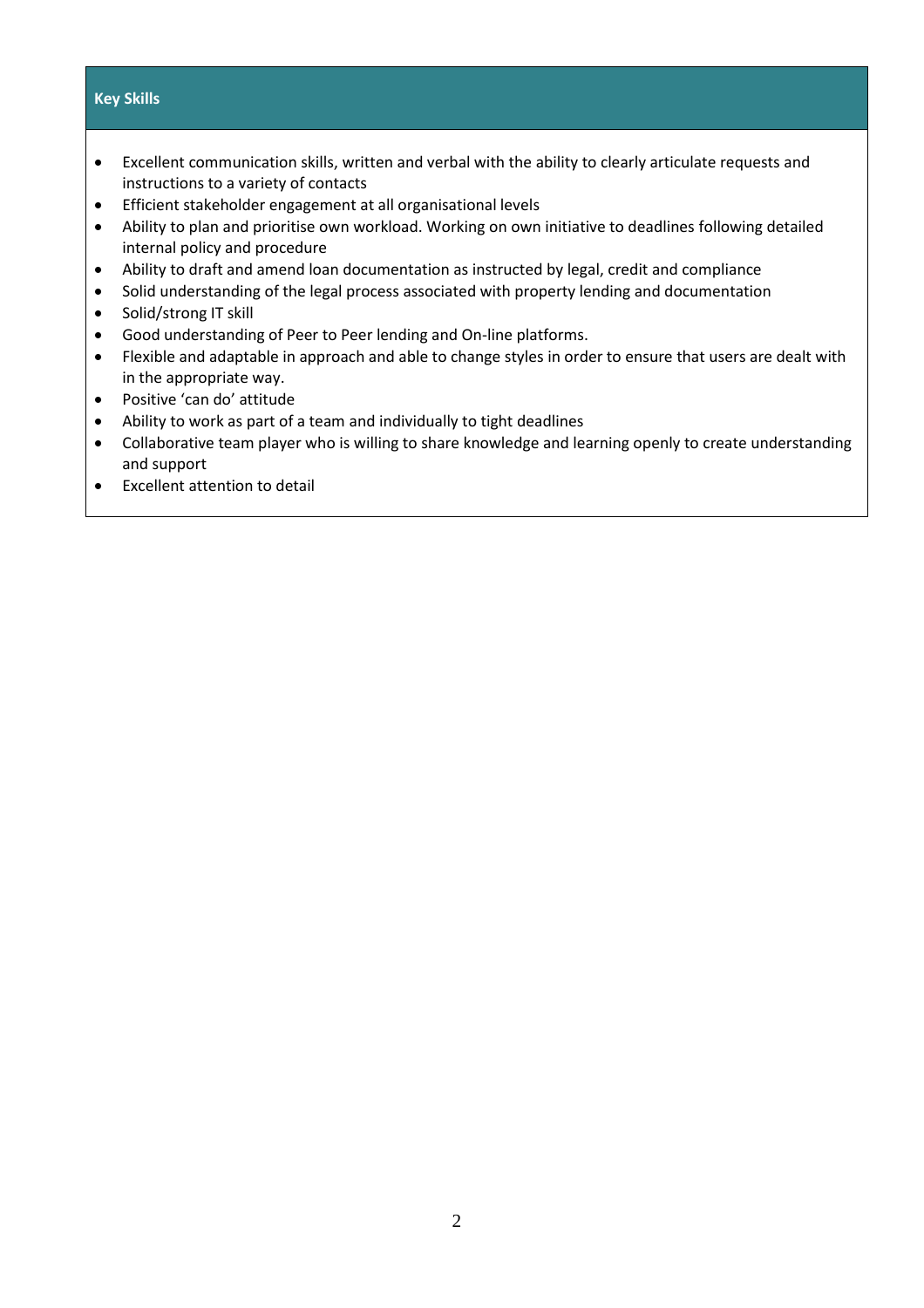## Key Skills

- Excellent communication skills, written and verbal with the ability to clearly articulate requests and instructions to a variety of contacts
- Efficient stakeholder engagement at all organisational levels
- Ability to plan and prioritise own workload. Working on own initiative to deadlines following detailed internal policy and procedure
- Ability to draft and amend loan documentation as instructed by legal, credit and compliance
- Solid understanding of the legal process associated with property lending and documentation
- Solid/strong IT skill
- Good understanding of Peer to Peer lending and On-line platforms.
- Flexible and adaptable in approach and able to change styles in order to ensure that users are dealt with in the appropriate way.
- Positive 'can do' attitude
- Ability to work as part of a team and individually to tight deadlines
- Collaborative team player who is willing to share knowledge and learning openly to create understanding and support
- Excellent attention to detail